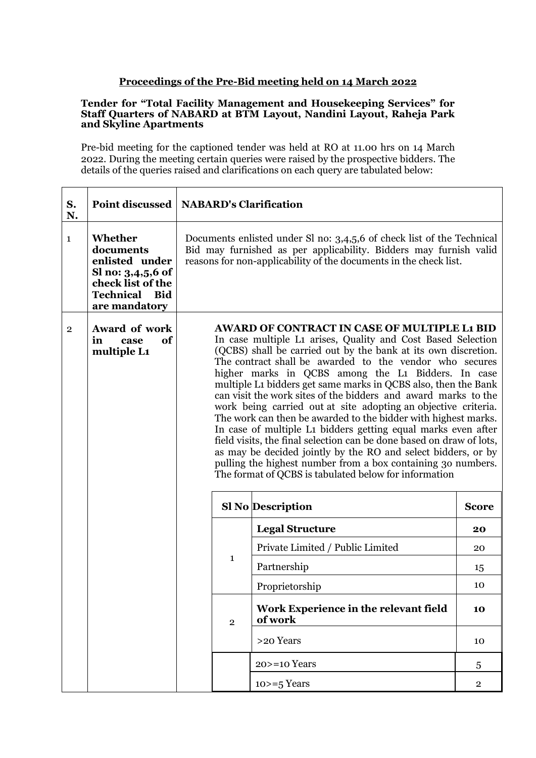**Proceedings of the Pre-Bid meeting held on 14 March 2022**

**Tender for "Total Facility Management and Housekeeping Services" for Staff Quarters of NABARD at BTM Layout, Nandini Layout, Raheja Park and Skyline Apartments**

Pre-bid meeting for the captioned tender was held at RO at 11.00 hrs on 14 March 2022. During the meeting certain queries were raised by the prospective bidders. The details of the queries raised and clarifications on each query are tabulated below:

| S. N. | Point discussed | NABARD's Clarification |
|---|---|---|
| 1 | **Whether documents enlisted under Sl no: 3,4,5,6 of check list of the Technical Bid are mandatory** | Documents enlisted under Sl no: 3,4,5,6 of check list of the Technical Bid may furnished as per applicability. Bidders may furnish valid reasons for non-applicability of the documents in the check list. |
| 2 | **Award of work in case of multiple L1** | **AWARD OF CONTRACT IN CASE OF MULTIPLE L1 BID** In case multiple L1 arises, Quality and Cost Based Selection (QCBS) shall be carried out by the bank at its own discretion. The contract shall be awarded to the vendor who secures higher marks in QCBS among the L1 Bidders. In case multiple L1 bidders get same marks in QCBS also, then the Bank can visit the work sites of the bidders and award marks to the work being carried out at site adopting an objective criteria. The work can then be awarded to the bidder with highest marks. In case of multiple L1 bidders getting equal marks even after field visits, the final selection can be done based on draw of lots, as may be decided jointly by the RO and select bidders, or by pulling the highest number from a box containing 30 numbers. The format of QCBS is tabulated below for information |

| Sl No | Description | Score |
|---|---|---|
| 1 | **Legal Structure** | **20** |
| | Private Limited / Public Limited | 20 |
| | Partnership | 15 |
| | Proprietorship | 10 |
| 2 | **Work Experience in the relevant field of work** | **10** |
| | >20 Years | 10 |
| | 20>=10 Years | 5 |
| | 10>=5 Years | 2 |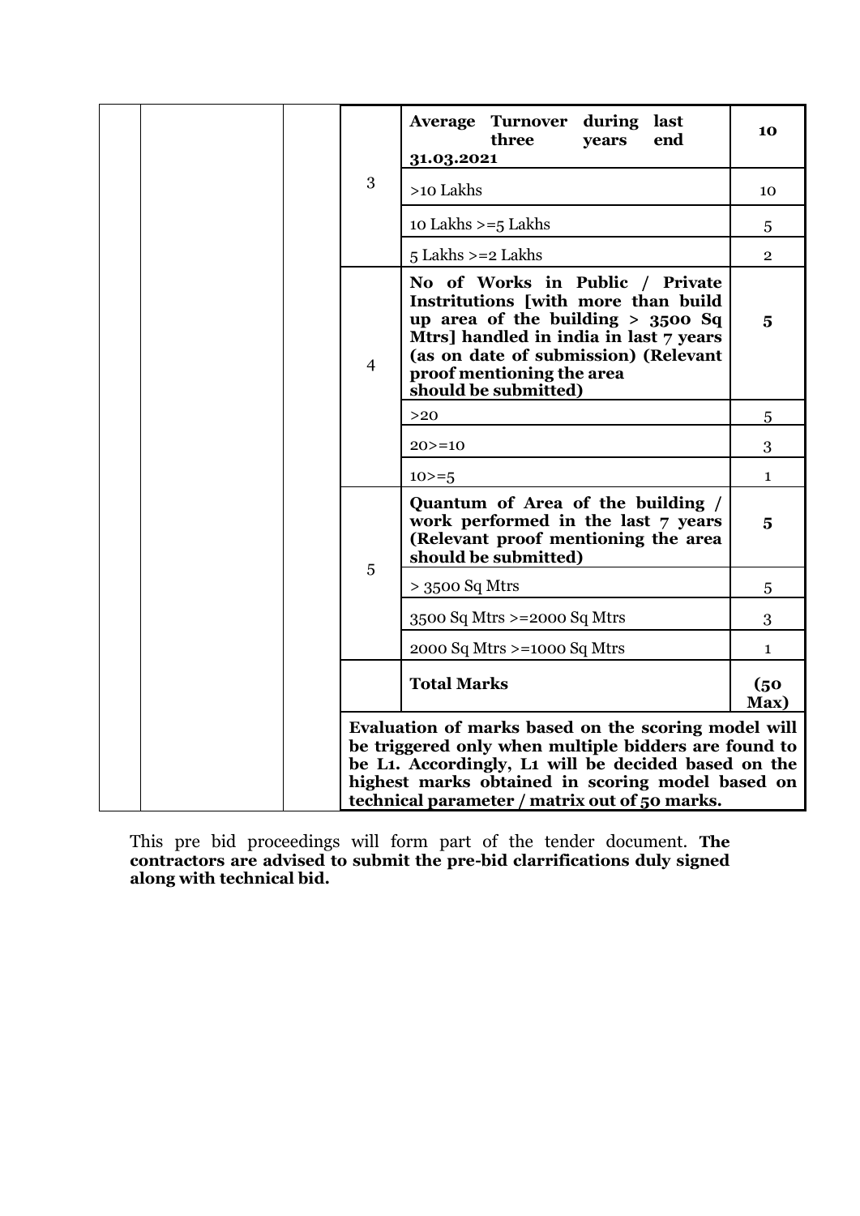| | | | | | |
|---|---|---|---|---|---|
| | | | 3 | **Average Turnover during last three years end 31.03.2021** | **10** |
| | | | | >10 Lakhs | 10 |
| | | | | 10 Lakhs >=5 Lakhs | 5 |
| | | | | 5 Lakhs >=2 Lakhs | 2 |
| | | | 4 | **No of Works in Public / Private Instritutions [with more than build up area of the building > 3500 Sq Mtrs] handled in india in last 7 years (as on date of submission) (Relevant proof mentioning the area should be submitted)** | **5** |
| | | | | >20 | 5 |
| | | | | 20>=10 | 3 |
| | | | | 10>=5 | 1 |
| | | | 5 | **Quantum of Area of the building / work performed in the last 7 years (Relevant proof mentioning the area should be submitted)** | **5** |
| | | | | > 3500 Sq Mtrs | 5 |
| | | | | 3500 Sq Mtrs >=2000 Sq Mtrs | 3 |
| | | | | 2000 Sq Mtrs >=1000 Sq Mtrs | 1 |
| | | | | **Total Marks** | **(50 Max)** |
| | | | **Evaluation of marks based on the scoring model will be triggered only when multiple bidders are found to be L1. Accordingly, L1 will be decided based on the highest marks obtained in scoring model based on technical parameter / matrix out of 50 marks.** | | |

This pre bid proceedings will form part of the tender document. **The contractors are advised to submit the pre-bid clarrifications duly signed along with technical bid.**